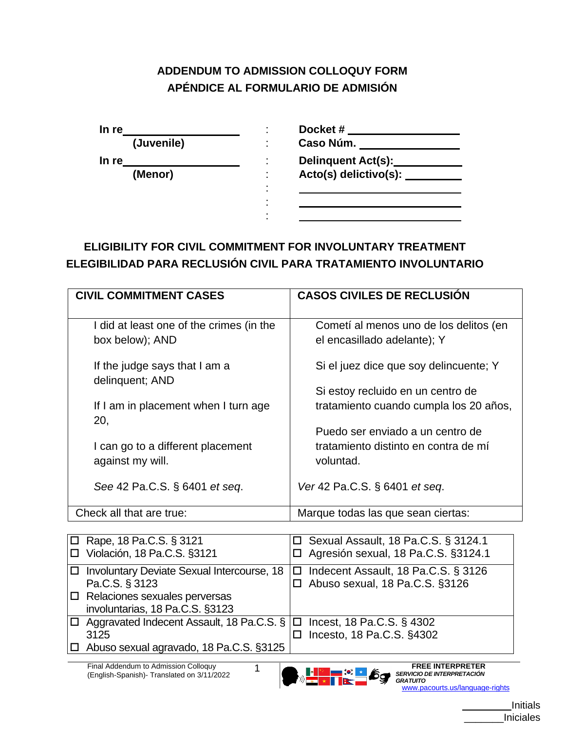**ADDENDUM TO ADMISSION COLLOQUY FORM**
**APÉNDICE AL FORMULARIO DE ADMISIÓN**

| | | |
|---|---|---|
| **In re_____________________** | : | **Docket # ___________________** |
| **(Juvenile)** | : | **Caso Núm. _________________** |
| **In re_____________________** | : | **Delinquent Act(s):___________** |
| **(Menor)** | : | **Acto(s) delictivo(s): _________** |
| | : | ____________________________ |
| | : | ____________________________ |
| | : | ____________________________ |

## ELIGIBILITY FOR CIVIL COMMITMENT FOR INVOLUNTARY TREATMENT
## ELEGIBILIDAD PARA RECLUSIÓN CIVIL PARA TRATAMIENTO INVOLUNTARIO

| CIVIL COMMITMENT CASES | CASOS CIVILES DE RECLUSIÓN |
|---|---|
| I did at least one of the crimes (in the box below); AND<br><br>If the judge says that I am a delinquent; AND<br><br>If I am in placement when I turn age 20,<br><br>I can go to a different placement against my will.<br><br>*See* 42 Pa.C.S. § 6401 *et seq*. | Cometí al menos uno de los delitos (en el encasillado adelante); Y<br><br>Si el juez dice que soy delincuente; Y<br><br>Si estoy recluido en un centro de tratamiento cuando cumpla los 20 años,<br><br>Puedo ser enviado a un centro de tratamiento distinto en contra de mí voluntad.<br><br>*Ver* 42 Pa.C.S. § 6401 *et seq*. |
| Check all that are true: | Marque todas las que sean ciertas: |

| | |
|---|---|
| ☐ Rape, 18 Pa.C.S. § 3121<br>☐ Violación, 18 Pa.C.S. §3121 | ☐ Sexual Assault, 18 Pa.C.S. § 3124.1<br>☐ Agresión sexual, 18 Pa.C.S. §3124.1 |
| ☐ Involuntary Deviate Sexual Intercourse, 18 Pa.C.S. § 3123<br>☐ Relaciones sexuales perversas involuntarias, 18 Pa.C.S. §3123 | ☐ Indecent Assault, 18 Pa.C.S. § 3126<br>☐ Abuso sexual, 18 Pa.C.S. §3126 |
| ☐ Aggravated Indecent Assault, 18 Pa.C.S. § 3125<br>☐ Abuso sexual agravado, 18 Pa.C.S. §3125 | ☐ Incest, 18 Pa.C.S. § 4302<br>☐ Incesto, 18 Pa.C.S. §4302 |

Final Addendum to Admission Colloquy (English-Spanish)- Translated on 3/11/2022

**FREE INTERPRETER**
***SERVICIO DE INTERPRETACIÓN GRATUITO***
www.pacourts.us/language-rights

_________Initials
_______Iniciales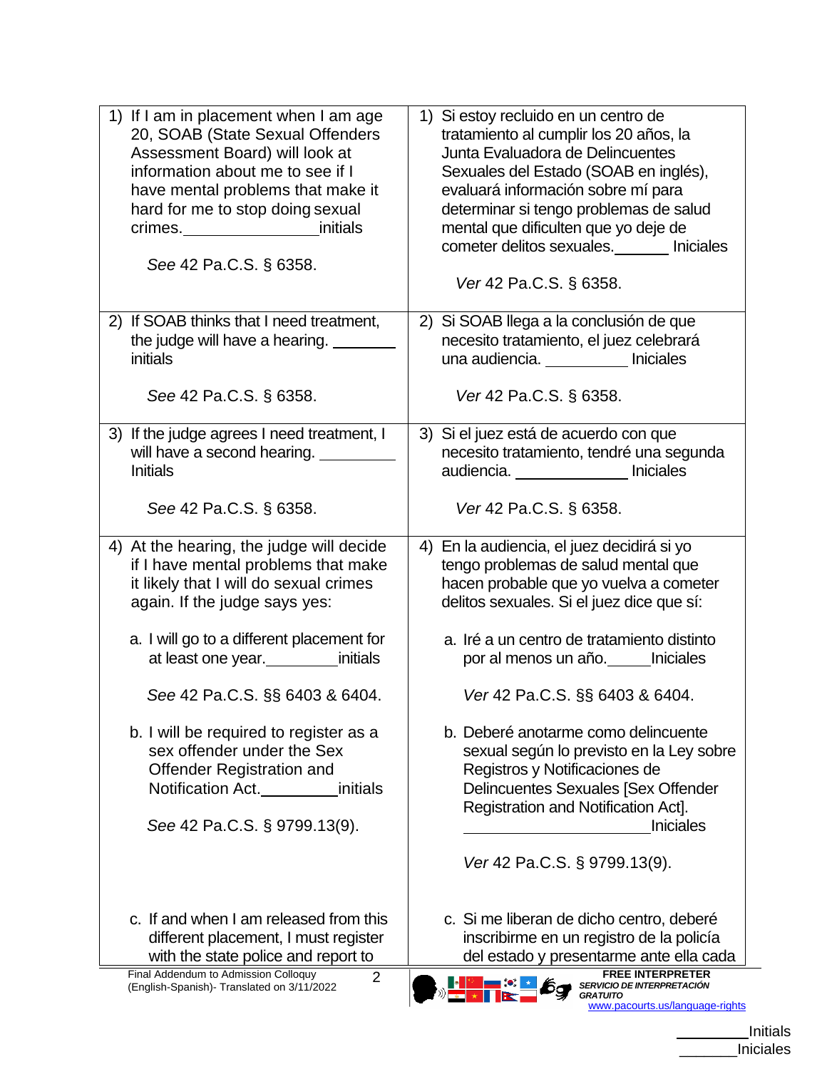| English | Español |
|---|---|
| 1) If I am in placement when I am age 20, SOAB (State Sexual Offenders Assessment Board) will look at information about me to see if I have mental problems that make it hard for me to stop doing sexual crimes.________________initials<br><br>*See* 42 Pa.C.S. § 6358. | 1) Si estoy recluido en un centro de tratamiento al cumplir los 20 años, la Junta Evaluadora de Delincuentes Sexuales del Estado (SOAB en inglés), evaluará información sobre mí para determinar si tengo problemas de salud mental que dificulten que yo deje de cometer delitos sexuales._______ Iniciales<br><br>*Ver* 42 Pa.C.S. § 6358. |
| 2) If SOAB thinks that I need treatment, the judge will have a hearing. ________ initials<br><br>*See* 42 Pa.C.S. § 6358. | 2) Si SOAB llega a la conclusión de que necesito tratamiento, el juez celebrará una audiencia. __________ Iniciales<br><br>*Ver* 42 Pa.C.S. § 6358. |
| 3) If the judge agrees I need treatment, I will have a second hearing. _________ Initials<br><br>*See* 42 Pa.C.S. § 6358. | 3) Si el juez está de acuerdo con que necesito tratamiento, tendré una segunda audiencia. ______________ Iniciales<br><br>*Ver* 42 Pa.C.S. § 6358. |
| 4) At the hearing, the judge will decide if I have mental problems that make it likely that I will do sexual crimes again. If the judge says yes:<br><br>a. I will go to a different placement for at least one year._________initials<br><br>*See* 42 Pa.C.S. §§ 6403 & 6404.<br><br>b. I will be required to register as a sex offender under the Sex Offender Registration and Notification Act._________initials<br><br>*See* 42 Pa.C.S. § 9799.13(9).<br><br>c. If and when I am released from this different placement, I must register with the state police and report to | 4) En la audiencia, el juez decidirá si yo tengo problemas de salud mental que hacen probable que yo vuelva a cometer delitos sexuales. Si el juez dice que sí:<br><br>a. Iré a un centro de tratamiento distinto por al menos un año._____Iniciales<br><br>*Ver* 42 Pa.C.S. §§ 6403 & 6404.<br><br>b. Deberé anotarme como delincuente sexual según lo previsto en la Ley sobre Registros y Notificaciones de Delincuentes Sexuales [Sex Offender Registration and Notification Act]. ________________________Iniciales<br><br>*Ver* 42 Pa.C.S. § 9799.13(9).<br><br>c. Si me liberan de dicho centro, deberé inscribirme en un registro de la policía del estado y presentarme ante ella cada |

Final Addendum to Admission Colloquy (English-Spanish)- Translated on 3/11/2022

FREE INTERPRETER
SERVICIO DE INTERPRETACIÓN GRATUITO
www.pacourts.us/language-rights

_________Initials
_______Iniciales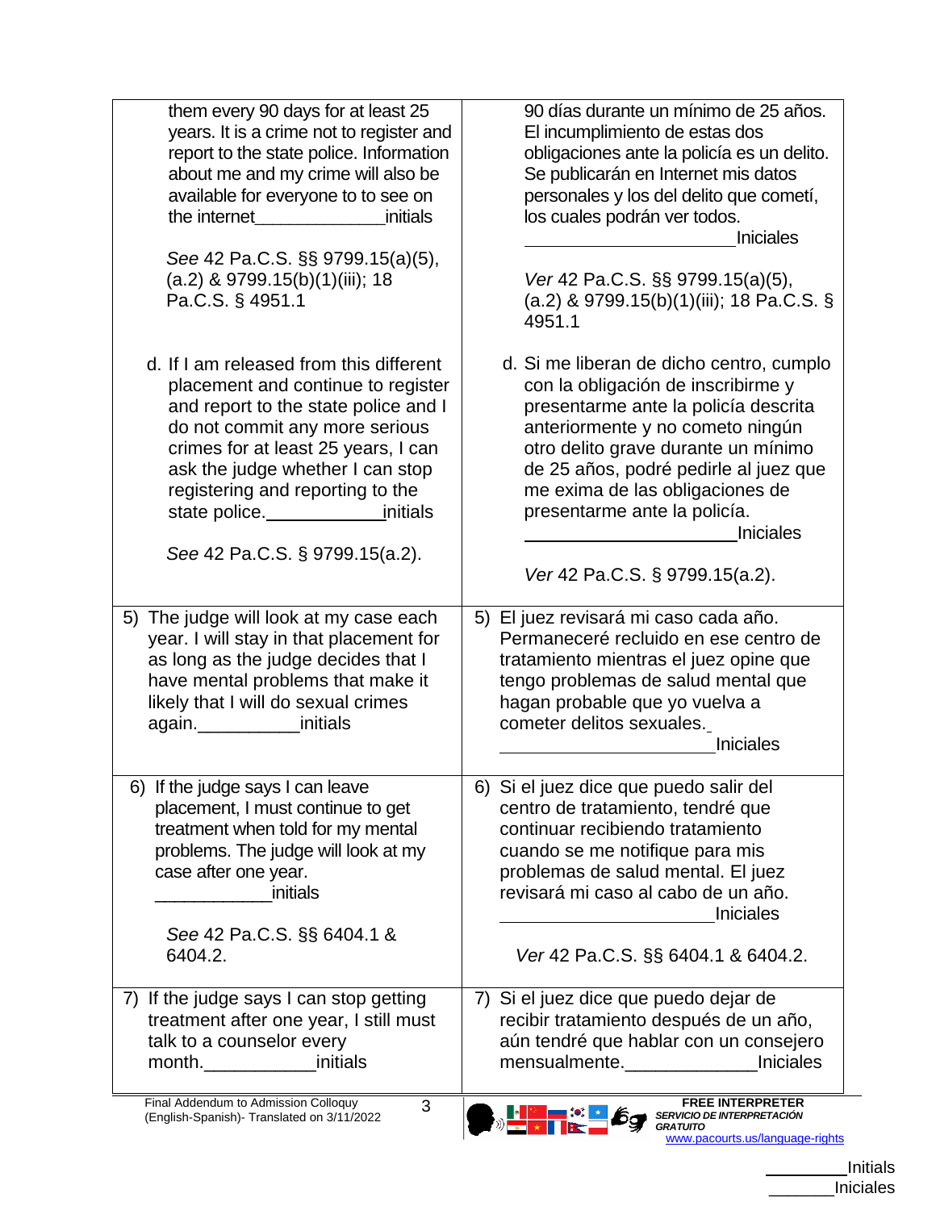| | |
|---|---|
| them every 90 days for at least 25 years. It is a crime not to register and report to the state police. Information about me and my crime will also be available for everyone to to see on the internet______________initials<br><br>*See* 42 Pa.C.S. §§ 9799.15(a)(5), (a.2) & 9799.15(b)(1)(iii); 18 Pa.C.S. § 4951.1 | 90 días durante un mínimo de 25 años. El incumplimiento de estas dos obligaciones ante la policía es un delito. Se publicarán en Internet mis datos personales y los del delito que cometí, los cuales podrán ver todos. ______________________Iniciales<br><br>*Ver* 42 Pa.C.S. §§ 9799.15(a)(5), (a.2) & 9799.15(b)(1)(iii); 18 Pa.C.S. § 4951.1 |
| d. If I am released from this different placement and continue to register and report to the state police and I do not commit any more serious crimes for at least 25 years, I can ask the judge whether I can stop registering and reporting to the state police.____________initials<br><br>*See* 42 Pa.C.S. § 9799.15(a.2). | d. Si me liberan de dicho centro, cumplo con la obligación de inscribirme y presentarme ante la policía descrita anteriormente y no cometo ningún otro delito grave durante un mínimo de 25 años, podré pedirle al juez que me exima de las obligaciones de presentarme ante la policía. ______________________Iniciales<br><br>*Ver* 42 Pa.C.S. § 9799.15(a.2). |
| 5) The judge will look at my case each year. I will stay in that placement for as long as the judge decides that I have mental problems that make it likely that I will do sexual crimes again.__________initials | 5) El juez revisará mi caso cada año. Permaneceré recluido en ese centro de tratamiento mientras el juez opine que tengo problemas de salud mental que hagan probable que yo vuelva a cometer delitos sexuales. ______________________Iniciales |
| 6) If the judge says I can leave placement, I must continue to get treatment when told for my mental problems. The judge will look at my case after one year. ____________initials<br><br>*See* 42 Pa.C.S. §§ 6404.1 & 6404.2. | 6) Si el juez dice que puedo salir del centro de tratamiento, tendré que continuar recibiendo tratamiento cuando se me notifique para mis problemas de salud mental. El juez revisará mi caso al cabo de un año. ______________________Iniciales<br><br>*Ver* 42 Pa.C.S. §§ 6404.1 & 6404.2. |
| 7) If the judge says I can stop getting treatment after one year, I still must talk to a counselor every month.___________initials | 7) Si el juez dice que puedo dejar de recibir tratamiento después de un año, aún tendré que hablar con un consejero mensualmente._____________Iniciales |

Final Addendum to Admission Colloquy (English-Spanish)- Translated on 3/11/2022

**FREE INTERPRETER**
***SERVICIO DE INTERPRETACIÓN GRATUITO***
www.pacourts.us/language-rights

_________Initials
_______Iniciales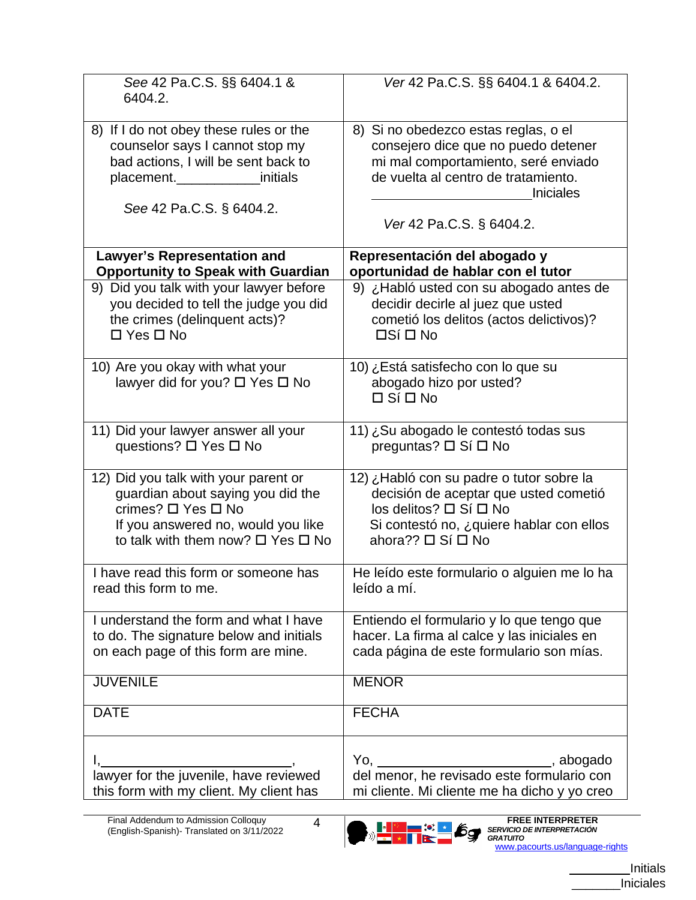| *See* 42 Pa.C.S. §§ 6404.1 & 6404.2. | *Ver* 42 Pa.C.S. §§ 6404.1 & 6404.2. |
|---|---|
| 8) If I do not obey these rules or the counselor says I cannot stop my bad actions, I will be sent back to placement.___________initials<br><br>*See* 42 Pa.C.S. § 6404.2. | 8) Si no obedezco estas reglas, o el consejero dice que no puedo detener mi mal comportamiento, seré enviado de vuelta al centro de tratamiento. ______________________Iniciales<br><br>*Ver* 42 Pa.C.S. § 6404.2. |
| **Lawyer's Representation and Opportunity to Speak with Guardian** | **Representación del abogado y oportunidad de hablar con el tutor** |
| 9) Did you talk with your lawyer before you decided to tell the judge you did the crimes (delinquent acts)? ☐ Yes ☐ No | 9) ¿Habló usted con su abogado antes de decidir decirle al juez que usted cometió los delitos (actos delictivos)? ☐Sí ☐ No |
| 10) Are you okay with what your lawyer did for you? ☐ Yes ☐ No | 10) ¿Está satisfecho con lo que su abogado hizo por usted? ☐ Sí ☐ No |
| 11) Did your lawyer answer all your questions? ☐ Yes ☐ No | 11) ¿Su abogado le contestó todas sus preguntas? ☐ Sí ☐ No |
| 12) Did you talk with your parent or guardian about saying you did the crimes? ☐ Yes ☐ No<br>If you answered no, would you like to talk with them now? ☐ Yes ☐ No | 12) ¿Habló con su padre o tutor sobre la decisión de aceptar que usted cometió los delitos? ☐ Sí ☐ No<br>Si contestó no, ¿quiere hablar con ellos ahora?? ☐ Sí ☐ No |
| I have read this form or someone has read this form to me. | He leído este formulario o alguien me lo ha leído a mí. |
| I understand the form and what I have to do. The signature below and initials on each page of this form are mine. | Entiendo el formulario y lo que tengo que hacer. La firma al calce y las iniciales en cada página de este formulario son mías. |
| JUVENILE | MENOR |
| DATE | FECHA |
| I,___________________________, lawyer for the juvenile, have reviewed this form with my client. My client has | Yo, ________________________, abogado del menor, he revisado este formulario con mi cliente. Mi cliente me ha dicho y yo creo |

Final Addendum to Admission Colloquy (English-Spanish)- Translated on 3/11/2022

**FREE INTERPRETER**
***SERVICIO DE INTERPRETACIÓN GRATUITO***
www.pacourts.us/language-rights

_________Initials
_______Iniciales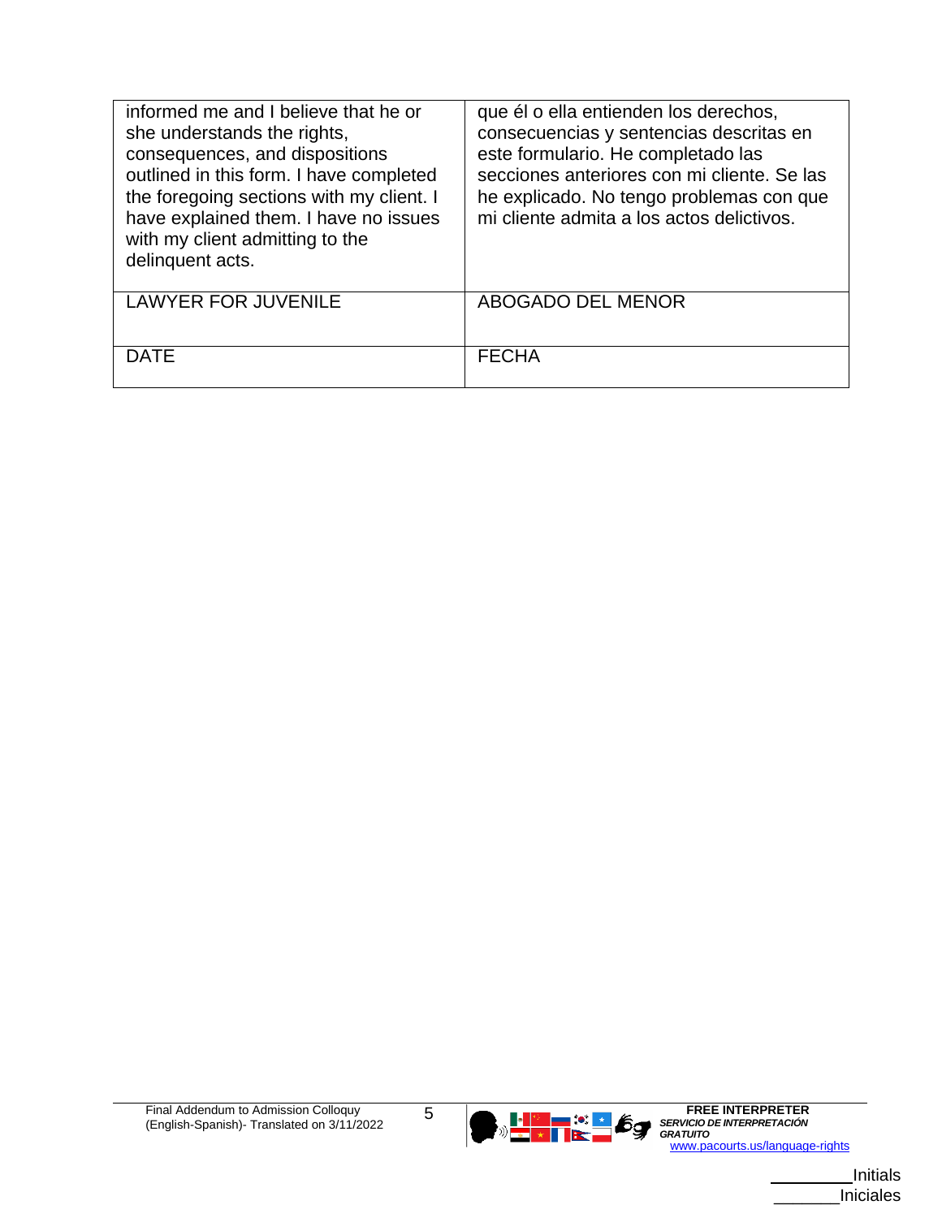| | |
|---|---|
| informed me and I believe that he or she understands the rights, consequences, and dispositions outlined in this form. I have completed the foregoing sections with my client. I have explained them. I have no issues with my client admitting to the delinquent acts. | que él o ella entienden los derechos, consecuencias y sentencias descritas en este formulario. He completado las secciones anteriores con mi cliente. Se las he explicado. No tengo problemas con que mi cliente admita a los actos delictivos. |
| LAWYER FOR JUVENILE | ABOGADO DEL MENOR |
| DATE | FECHA |

_________Initials
_______Iniciales